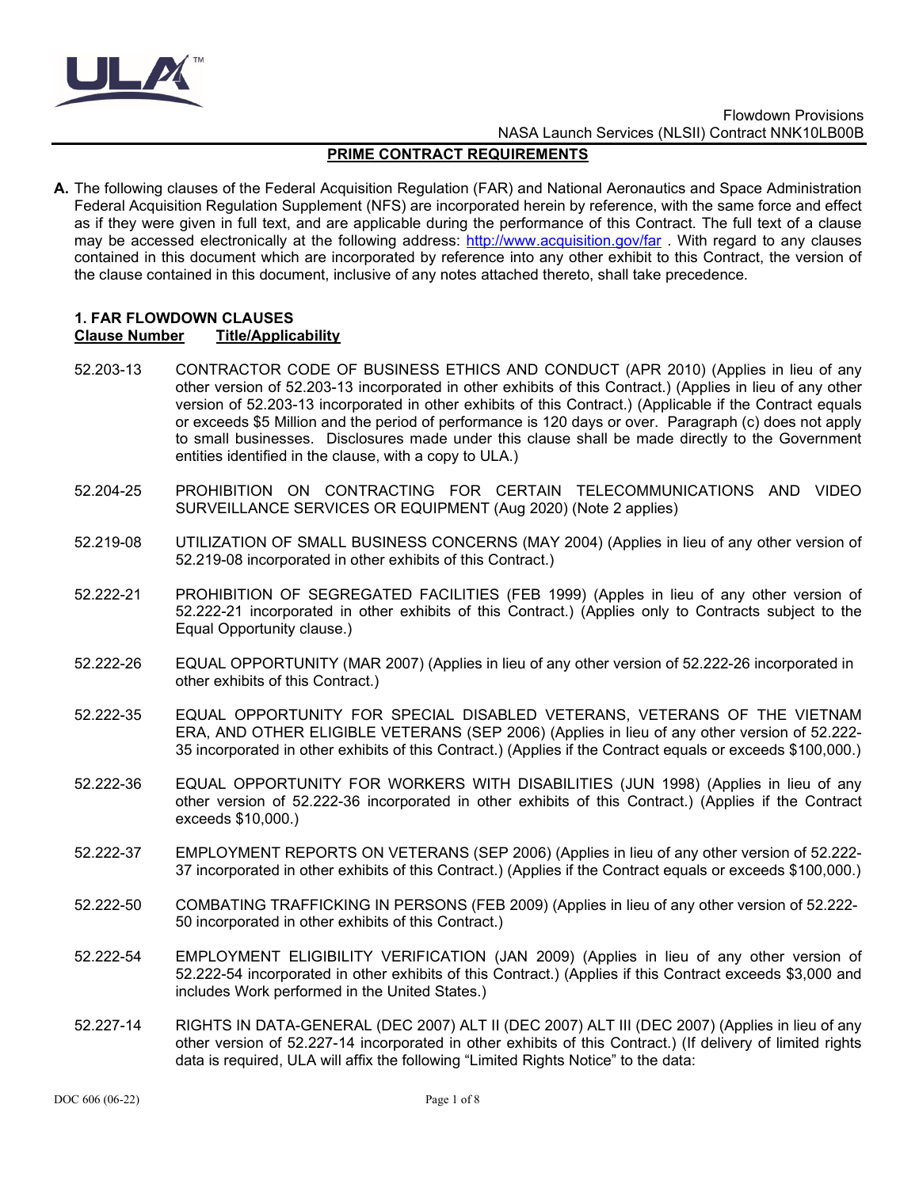Flowdown Provisions
NASA Launch Services (NLSII) Contract NNK10LB00B

## PRIME CONTRACT REQUIREMENTS

**A.** The following clauses of the Federal Acquisition Regulation (FAR) and National Aeronautics and Space Administration Federal Acquisition Regulation Supplement (NFS) are incorporated herein by reference, with the same force and effect as if they were given in full text, and are applicable during the performance of this Contract. The full text of a clause may be accessed electronically at the following address: http://www.acquisition.gov/far . With regard to any clauses contained in this document which are incorporated by reference into any other exhibit to this Contract, the version of the clause contained in this document, inclusive of any notes attached thereto, shall take precedence.

### 1. FAR FLOWDOWN CLAUSES

**Clause Number** **Title/Applicability**

52.203-13 CONTRACTOR CODE OF BUSINESS ETHICS AND CONDUCT (APR 2010) (Applies in lieu of any other version of 52.203-13 incorporated in other exhibits of this Contract.) (Applies in lieu of any other version of 52.203-13 incorporated in other exhibits of this Contract.) (Applicable if the Contract equals or exceeds $5 Million and the period of performance is 120 days or over. Paragraph (c) does not apply to small businesses. Disclosures made under this clause shall be made directly to the Government entities identified in the clause, with a copy to ULA.)

52.204-25 PROHIBITION ON CONTRACTING FOR CERTAIN TELECOMMUNICATIONS AND VIDEO SURVEILLANCE SERVICES OR EQUIPMENT (Aug 2020) (Note 2 applies)

52.219-08 UTILIZATION OF SMALL BUSINESS CONCERNS (MAY 2004) (Applies in lieu of any other version of 52.219-08 incorporated in other exhibits of this Contract.)

52.222-21 PROHIBITION OF SEGREGATED FACILITIES (FEB 1999) (Apples in lieu of any other version of 52.222-21 incorporated in other exhibits of this Contract.) (Applies only to Contracts subject to the Equal Opportunity clause.)

52.222-26 EQUAL OPPORTUNITY (MAR 2007) (Applies in lieu of any other version of 52.222-26 incorporated in other exhibits of this Contract.)

52.222-35 EQUAL OPPORTUNITY FOR SPECIAL DISABLED VETERANS, VETERANS OF THE VIETNAM ERA, AND OTHER ELIGIBLE VETERANS (SEP 2006) (Applies in lieu of any other version of 52.222-35 incorporated in other exhibits of this Contract.) (Applies if the Contract equals or exceeds $100,000.)

52.222-36 EQUAL OPPORTUNITY FOR WORKERS WITH DISABILITIES (JUN 1998) (Applies in lieu of any other version of 52.222-36 incorporated in other exhibits of this Contract.) (Applies if the Contract exceeds $10,000.)

52.222-37 EMPLOYMENT REPORTS ON VETERANS (SEP 2006) (Applies in lieu of any other version of 52.222-37 incorporated in other exhibits of this Contract.) (Applies if the Contract equals or exceeds $100,000.)

52.222-50 COMBATING TRAFFICKING IN PERSONS (FEB 2009) (Applies in lieu of any other version of 52.222-50 incorporated in other exhibits of this Contract.)

52.222-54 EMPLOYMENT ELIGIBILITY VERIFICATION (JAN 2009) (Applies in lieu of any other version of 52.222-54 incorporated in other exhibits of this Contract.) (Applies if this Contract exceeds $3,000 and includes Work performed in the United States.)

52.227-14 RIGHTS IN DATA-GENERAL (DEC 2007) ALT II (DEC 2007) ALT III (DEC 2007) (Applies in lieu of any other version of 52.227-14 incorporated in other exhibits of this Contract.) (If delivery of limited rights data is required, ULA will affix the following "Limited Rights Notice" to the data: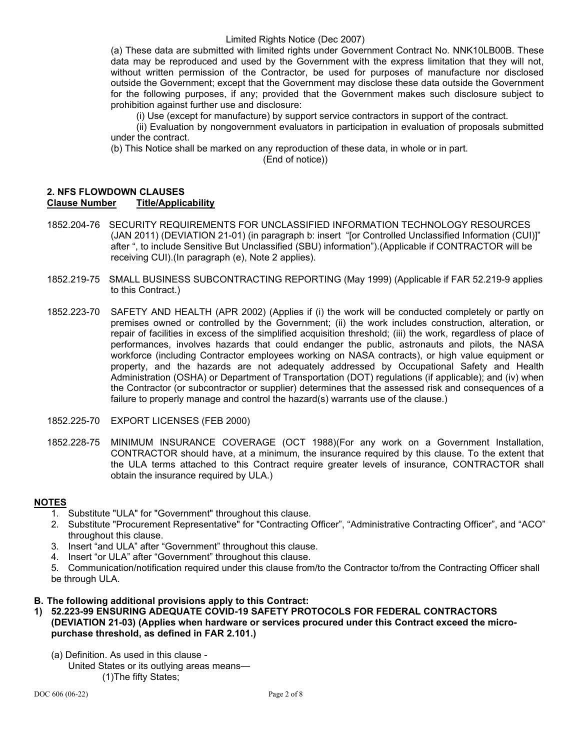Limited Rights Notice (Dec 2007)

(a) These data are submitted with limited rights under Government Contract No. NNK10LB00B. These data may be reproduced and used by the Government with the express limitation that they will not, without written permission of the Contractor, be used for purposes of manufacture nor disclosed outside the Government; except that the Government may disclose these data outside the Government for the following purposes, if any; provided that the Government makes such disclosure subject to prohibition against further use and disclosure:

(i) Use (except for manufacture) by support service contractors in support of the contract.

(ii) Evaluation by nongovernment evaluators in participation in evaluation of proposals submitted under the contract.

(b) This Notice shall be marked on any reproduction of these data, in whole or in part.

(End of notice))

## 2. NFS FLOWDOWN CLAUSES

**Clause Number** **Title/Applicability**

1852.204-76 SECURITY REQUIREMENTS FOR UNCLASSIFIED INFORMATION TECHNOLOGY RESOURCES (JAN 2011) (DEVIATION 21-01) (in paragraph b: insert "[or Controlled Unclassified Information (CUI)]" after ", to include Sensitive But Unclassified (SBU) information").(Applicable if CONTRACTOR will be receiving CUI).(In paragraph (e), Note 2 applies).

1852.219-75 SMALL BUSINESS SUBCONTRACTING REPORTING (May 1999) (Applicable if FAR 52.219-9 applies to this Contract.)

1852.223-70 SAFETY AND HEALTH (APR 2002) (Applies if (i) the work will be conducted completely or partly on premises owned or controlled by the Government; (ii) the work includes construction, alteration, or repair of facilities in excess of the simplified acquisition threshold; (iii) the work, regardless of place of performances, involves hazards that could endanger the public, astronauts and pilots, the NASA workforce (including Contractor employees working on NASA contracts), or high value equipment or property, and the hazards are not adequately addressed by Occupational Safety and Health Administration (OSHA) or Department of Transportation (DOT) regulations (if applicable); and (iv) when the Contractor (or subcontractor or supplier) determines that the assessed risk and consequences of a failure to properly manage and control the hazard(s) warrants use of the clause.)

1852.225-70 EXPORT LICENSES (FEB 2000)

1852.228-75 MINIMUM INSURANCE COVERAGE (OCT 1988)(For any work on a Government Installation, CONTRACTOR should have, at a minimum, the insurance required by this clause. To the extent that the ULA terms attached to this Contract require greater levels of insurance, CONTRACTOR shall obtain the insurance required by ULA.)

**NOTES**

1. Substitute "ULA" for "Government" throughout this clause.
2. Substitute "Procurement Representative" for "Contracting Officer", "Administrative Contracting Officer", and "ACO" throughout this clause.
3. Insert "and ULA" after "Government" throughout this clause.
4. Insert "or ULA" after "Government" throughout this clause.
5. Communication/notification required under this clause from/to the Contractor to/from the Contracting Officer shall be through ULA.

**B. The following additional provisions apply to this Contract:**

**1) 52.223-99 ENSURING ADEQUATE COVID-19 SAFETY PROTOCOLS FOR FEDERAL CONTRACTORS (DEVIATION 21-03) (Applies when hardware or services procured under this Contract exceed the micro-purchase threshold, as defined in FAR 2.101.)**

(a) Definition. As used in this clause -

United States or its outlying areas means—

(1)The fifty States;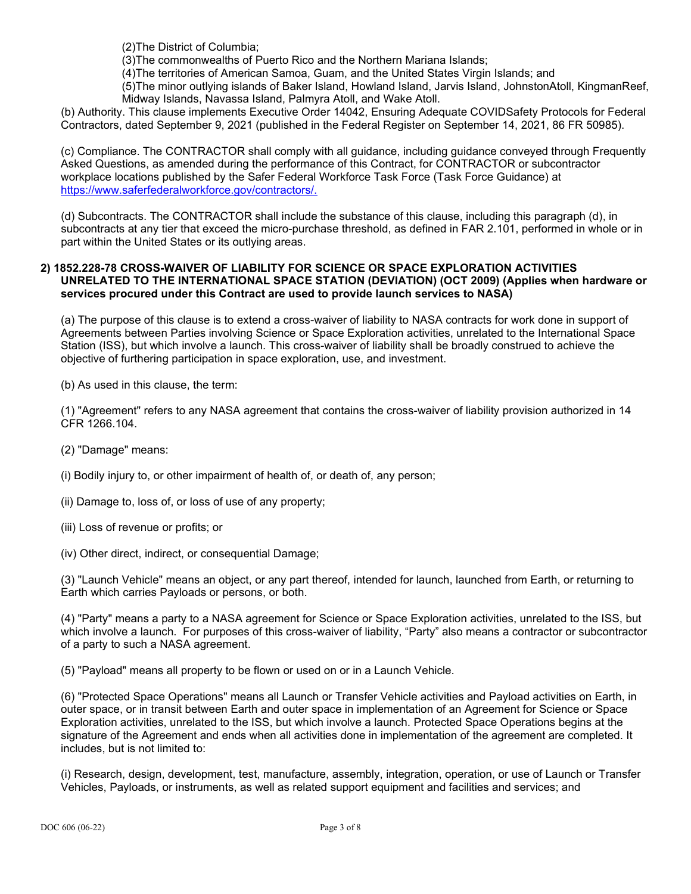(2)The District of Columbia;
(3)The commonwealths of Puerto Rico and the Northern Mariana Islands;
(4)The territories of American Samoa, Guam, and the United States Virgin Islands; and
(5)The minor outlying islands of Baker Island, Howland Island, Jarvis Island, JohnstonAtoll, KingmanReef, Midway Islands, Navassa Island, Palmyra Atoll, and Wake Atoll.

(b) Authority. This clause implements Executive Order 14042, Ensuring Adequate COVIDSafety Protocols for Federal Contractors, dated September 9, 2021 (published in the Federal Register on September 14, 2021, 86 FR 50985).

(c) Compliance. The CONTRACTOR shall comply with all guidance, including guidance conveyed through Frequently Asked Questions, as amended during the performance of this Contract, for CONTRACTOR or subcontractor workplace locations published by the Safer Federal Workforce Task Force (Task Force Guidance) at https://www.saferfederalworkforce.gov/contractors/.

(d) Subcontracts. The CONTRACTOR shall include the substance of this clause, including this paragraph (d), in subcontracts at any tier that exceed the micro-purchase threshold, as defined in FAR 2.101, performed in whole or in part within the United States or its outlying areas.

**2) 1852.228-78 CROSS-WAIVER OF LIABILITY FOR SCIENCE OR SPACE EXPLORATION ACTIVITIES UNRELATED TO THE INTERNATIONAL SPACE STATION (DEVIATION) (OCT 2009) (Applies when hardware or services procured under this Contract are used to provide launch services to NASA)**

(a) The purpose of this clause is to extend a cross-waiver of liability to NASA contracts for work done in support of Agreements between Parties involving Science or Space Exploration activities, unrelated to the International Space Station (ISS), but which involve a launch. This cross-waiver of liability shall be broadly construed to achieve the objective of furthering participation in space exploration, use, and investment.

(b) As used in this clause, the term:

(1) "Agreement" refers to any NASA agreement that contains the cross-waiver of liability provision authorized in 14 CFR 1266.104.

(2) "Damage" means:

(i) Bodily injury to, or other impairment of health of, or death of, any person;

(ii) Damage to, loss of, or loss of use of any property;

(iii) Loss of revenue or profits; or

(iv) Other direct, indirect, or consequential Damage;

(3) "Launch Vehicle" means an object, or any part thereof, intended for launch, launched from Earth, or returning to Earth which carries Payloads or persons, or both.

(4) "Party" means a party to a NASA agreement for Science or Space Exploration activities, unrelated to the ISS, but which involve a launch. For purposes of this cross-waiver of liability, "Party" also means a contractor or subcontractor of a party to such a NASA agreement.

(5) "Payload" means all property to be flown or used on or in a Launch Vehicle.

(6) "Protected Space Operations" means all Launch or Transfer Vehicle activities and Payload activities on Earth, in outer space, or in transit between Earth and outer space in implementation of an Agreement for Science or Space Exploration activities, unrelated to the ISS, but which involve a launch. Protected Space Operations begins at the signature of the Agreement and ends when all activities done in implementation of the agreement are completed. It includes, but is not limited to:

(i) Research, design, development, test, manufacture, assembly, integration, operation, or use of Launch or Transfer Vehicles, Payloads, or instruments, as well as related support equipment and facilities and services; and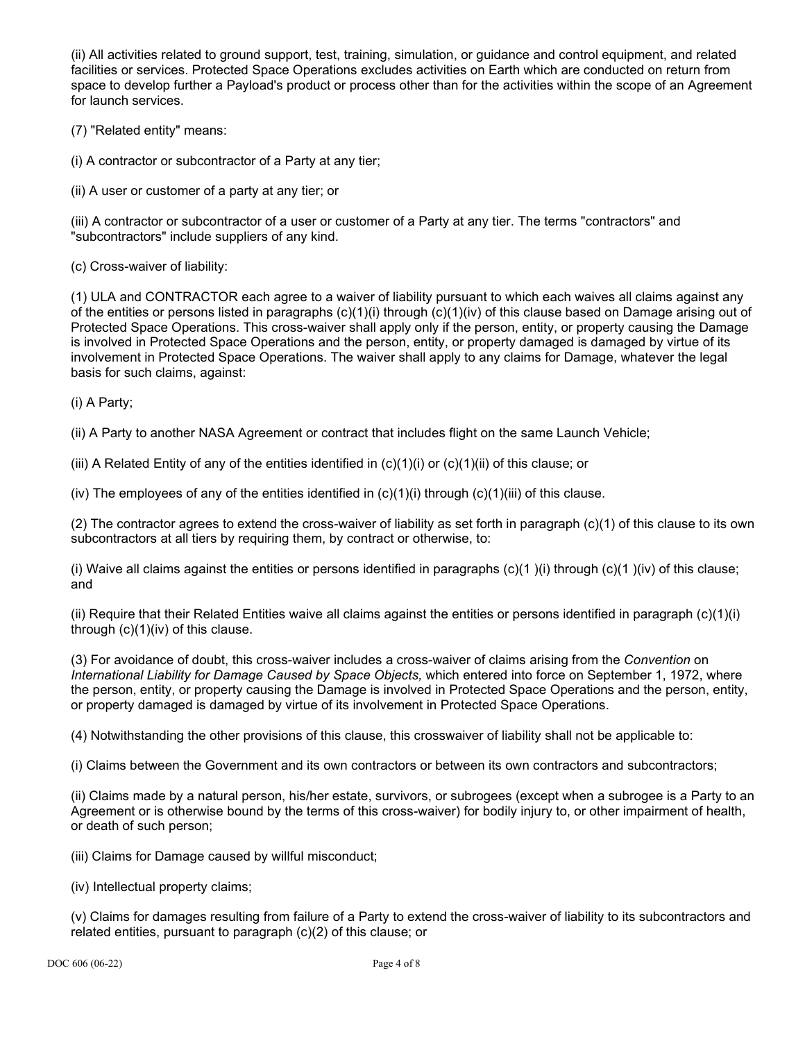(ii) All activities related to ground support, test, training, simulation, or guidance and control equipment, and related facilities or services. Protected Space Operations excludes activities on Earth which are conducted on return from space to develop further a Payload's product or process other than for the activities within the scope of an Agreement for launch services.

(7) "Related entity" means:

(i) A contractor or subcontractor of a Party at any tier;

(ii) A user or customer of a party at any tier; or

(iii) A contractor or subcontractor of a user or customer of a Party at any tier. The terms "contractors" and "subcontractors" include suppliers of any kind.

(c) Cross-waiver of liability:

(1) ULA and CONTRACTOR each agree to a waiver of liability pursuant to which each waives all claims against any of the entities or persons listed in paragraphs (c)(1)(i) through (c)(1)(iv) of this clause based on Damage arising out of Protected Space Operations. This cross-waiver shall apply only if the person, entity, or property causing the Damage is involved in Protected Space Operations and the person, entity, or property damaged is damaged by virtue of its involvement in Protected Space Operations. The waiver shall apply to any claims for Damage, whatever the legal basis for such claims, against:

(i) A Party;

(ii) A Party to another NASA Agreement or contract that includes flight on the same Launch Vehicle;

(iii) A Related Entity of any of the entities identified in (c)(1)(i) or (c)(1)(ii) of this clause; or

(iv) The employees of any of the entities identified in (c)(1)(i) through (c)(1)(iii) of this clause.

(2) The contractor agrees to extend the cross-waiver of liability as set forth in paragraph (c)(1) of this clause to its own subcontractors at all tiers by requiring them, by contract or otherwise, to:

(i) Waive all claims against the entities or persons identified in paragraphs (c)(1 )(i) through (c)(1 )(iv) of this clause; and

(ii) Require that their Related Entities waive all claims against the entities or persons identified in paragraph (c)(1)(i) through (c)(1)(iv) of this clause.

(3) For avoidance of doubt, this cross-waiver includes a cross-waiver of claims arising from the *Convention* on *International Liability for Damage Caused by Space Objects,* which entered into force on September 1, 1972, where the person, entity, or property causing the Damage is involved in Protected Space Operations and the person, entity, or property damaged is damaged by virtue of its involvement in Protected Space Operations.

(4) Notwithstanding the other provisions of this clause, this crosswaiver of liability shall not be applicable to:

(i) Claims between the Government and its own contractors or between its own contractors and subcontractors;

(ii) Claims made by a natural person, his/her estate, survivors, or subrogees (except when a subrogee is a Party to an Agreement or is otherwise bound by the terms of this cross-waiver) for bodily injury to, or other impairment of health, or death of such person;

(iii) Claims for Damage caused by willful misconduct;

(iv) Intellectual property claims;

(v) Claims for damages resulting from failure of a Party to extend the cross-waiver of liability to its subcontractors and related entities, pursuant to paragraph (c)(2) of this clause; or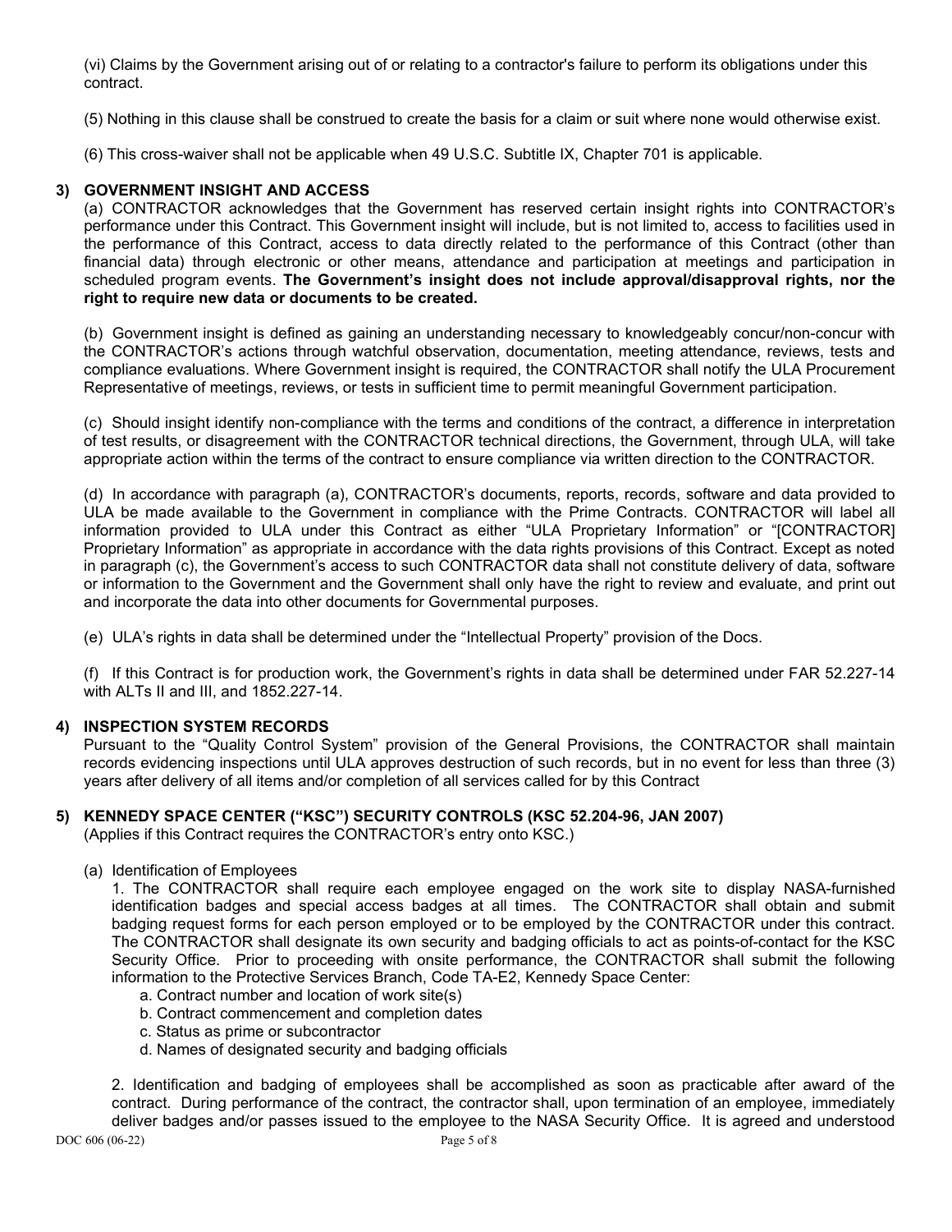(vi) Claims by the Government arising out of or relating to a contractor's failure to perform its obligations under this contract.

(5) Nothing in this clause shall be construed to create the basis for a claim or suit where none would otherwise exist.

(6) This cross-waiver shall not be applicable when 49 U.S.C. Subtitle IX, Chapter 701 is applicable.

## 3) GOVERNMENT INSIGHT AND ACCESS

(a) CONTRACTOR acknowledges that the Government has reserved certain insight rights into CONTRACTOR's performance under this Contract. This Government insight will include, but is not limited to, access to facilities used in the performance of this Contract, access to data directly related to the performance of this Contract (other than financial data) through electronic or other means, attendance and participation at meetings and participation in scheduled program events. **The Government's insight does not include approval/disapproval rights, nor the right to require new data or documents to be created.**

(b) Government insight is defined as gaining an understanding necessary to knowledgeably concur/non-concur with the CONTRACTOR's actions through watchful observation, documentation, meeting attendance, reviews, tests and compliance evaluations. Where Government insight is required, the CONTRACTOR shall notify the ULA Procurement Representative of meetings, reviews, or tests in sufficient time to permit meaningful Government participation.

(c) Should insight identify non-compliance with the terms and conditions of the contract, a difference in interpretation of test results, or disagreement with the CONTRACTOR technical directions, the Government, through ULA, will take appropriate action within the terms of the contract to ensure compliance via written direction to the CONTRACTOR.

(d) In accordance with paragraph (a), CONTRACTOR's documents, reports, records, software and data provided to ULA be made available to the Government in compliance with the Prime Contracts. CONTRACTOR will label all information provided to ULA under this Contract as either "ULA Proprietary Information" or "[CONTRACTOR] Proprietary Information" as appropriate in accordance with the data rights provisions of this Contract. Except as noted in paragraph (c), the Government's access to such CONTRACTOR data shall not constitute delivery of data, software or information to the Government and the Government shall only have the right to review and evaluate, and print out and incorporate the data into other documents for Governmental purposes.

(e) ULA's rights in data shall be determined under the "Intellectual Property" provision of the Docs.

(f) If this Contract is for production work, the Government's rights in data shall be determined under FAR 52.227-14 with ALTs II and III, and 1852.227-14.

## 4) INSPECTION SYSTEM RECORDS

Pursuant to the "Quality Control System" provision of the General Provisions, the CONTRACTOR shall maintain records evidencing inspections until ULA approves destruction of such records, but in no event for less than three (3) years after delivery of all items and/or completion of all services called for by this Contract

## 5) KENNEDY SPACE CENTER ("KSC") SECURITY CONTROLS (KSC 52.204-96, JAN 2007)

(Applies if this Contract requires the CONTRACTOR's entry onto KSC.)

(a) Identification of Employees

1. The CONTRACTOR shall require each employee engaged on the work site to display NASA-furnished identification badges and special access badges at all times. The CONTRACTOR shall obtain and submit badging request forms for each person employed or to be employed by the CONTRACTOR under this contract. The CONTRACTOR shall designate its own security and badging officials to act as points-of-contact for the KSC Security Office. Prior to proceeding with onsite performance, the CONTRACTOR shall submit the following information to the Protective Services Branch, Code TA-E2, Kennedy Space Center:

   a. Contract number and location of work site(s)
   b. Contract commencement and completion dates
   c. Status as prime or subcontractor
   d. Names of designated security and badging officials

2. Identification and badging of employees shall be accomplished as soon as practicable after award of the contract. During performance of the contract, the contractor shall, upon termination of an employee, immediately deliver badges and/or passes issued to the employee to the NASA Security Office. It is agreed and understood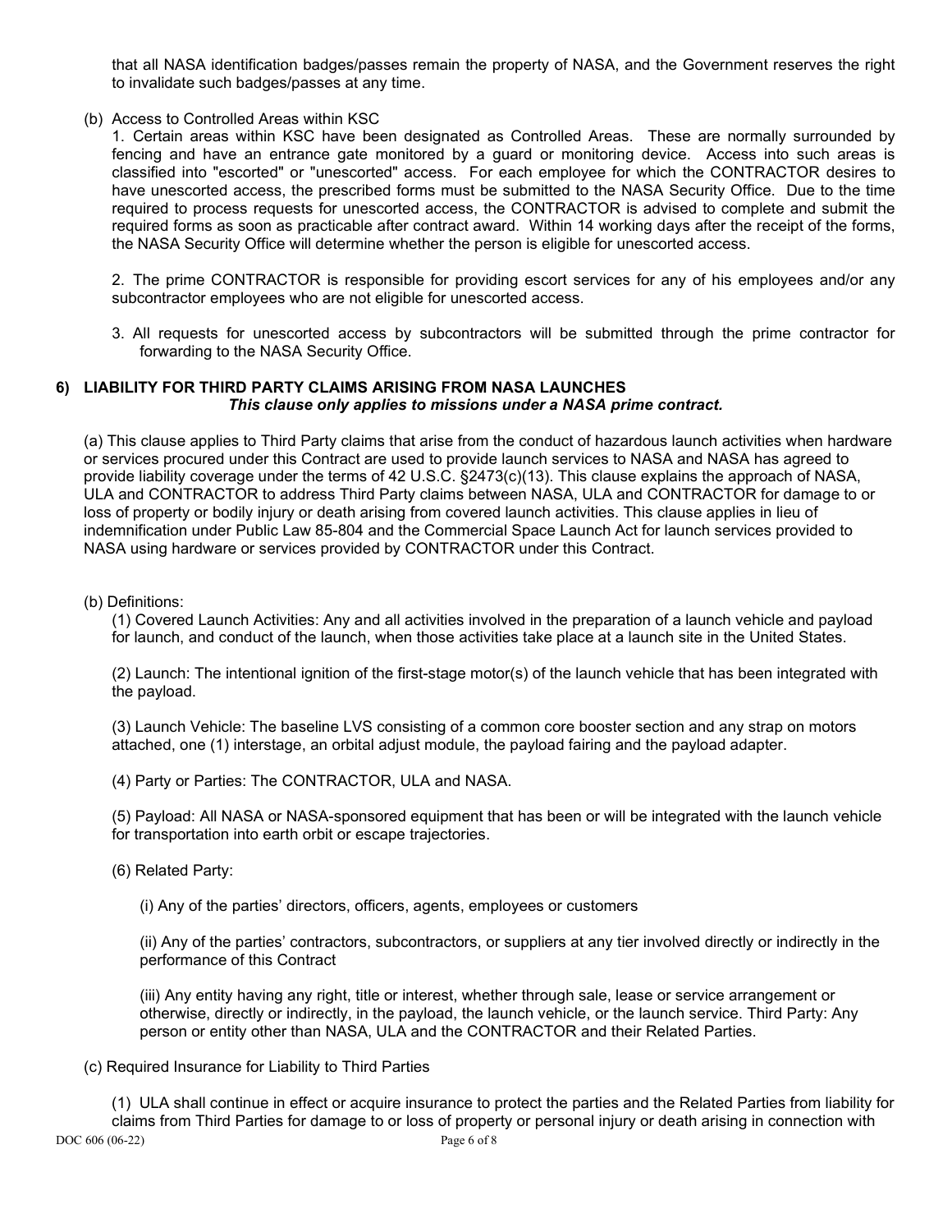that all NASA identification badges/passes remain the property of NASA, and the Government reserves the right to invalidate such badges/passes at any time.

(b) Access to Controlled Areas within KSC

1. Certain areas within KSC have been designated as Controlled Areas. These are normally surrounded by fencing and have an entrance gate monitored by a guard or monitoring device. Access into such areas is classified into "escorted" or "unescorted" access. For each employee for which the CONTRACTOR desires to have unescorted access, the prescribed forms must be submitted to the NASA Security Office. Due to the time required to process requests for unescorted access, the CONTRACTOR is advised to complete and submit the required forms as soon as practicable after contract award. Within 14 working days after the receipt of the forms, the NASA Security Office will determine whether the person is eligible for unescorted access.

2. The prime CONTRACTOR is responsible for providing escort services for any of his employees and/or any subcontractor employees who are not eligible for unescorted access.

3. All requests for unescorted access by subcontractors will be submitted through the prime contractor for forwarding to the NASA Security Office.

## 6) LIABILITY FOR THIRD PARTY CLAIMS ARISING FROM NASA LAUNCHES

***This clause only applies to missions under a NASA prime contract.***

(a) This clause applies to Third Party claims that arise from the conduct of hazardous launch activities when hardware or services procured under this Contract are used to provide launch services to NASA and NASA has agreed to provide liability coverage under the terms of 42 U.S.C. §2473(c)(13). This clause explains the approach of NASA, ULA and CONTRACTOR to address Third Party claims between NASA, ULA and CONTRACTOR for damage to or loss of property or bodily injury or death arising from covered launch activities. This clause applies in lieu of indemnification under Public Law 85-804 and the Commercial Space Launch Act for launch services provided to NASA using hardware or services provided by CONTRACTOR under this Contract.

(b) Definitions:

(1) Covered Launch Activities: Any and all activities involved in the preparation of a launch vehicle and payload for launch, and conduct of the launch, when those activities take place at a launch site in the United States.

(2) Launch: The intentional ignition of the first-stage motor(s) of the launch vehicle that has been integrated with the payload.

(3) Launch Vehicle: The baseline LVS consisting of a common core booster section and any strap on motors attached, one (1) interstage, an orbital adjust module, the payload fairing and the payload adapter.

(4) Party or Parties: The CONTRACTOR, ULA and NASA.

(5) Payload: All NASA or NASA-sponsored equipment that has been or will be integrated with the launch vehicle for transportation into earth orbit or escape trajectories.

(6) Related Party:

(i) Any of the parties' directors, officers, agents, employees or customers

(ii) Any of the parties' contractors, subcontractors, or suppliers at any tier involved directly or indirectly in the performance of this Contract

(iii) Any entity having any right, title or interest, whether through sale, lease or service arrangement or otherwise, directly or indirectly, in the payload, the launch vehicle, or the launch service. Third Party: Any person or entity other than NASA, ULA and the CONTRACTOR and their Related Parties.

(c) Required Insurance for Liability to Third Parties

(1) ULA shall continue in effect or acquire insurance to protect the parties and the Related Parties from liability for claims from Third Parties for damage to or loss of property or personal injury or death arising in connection with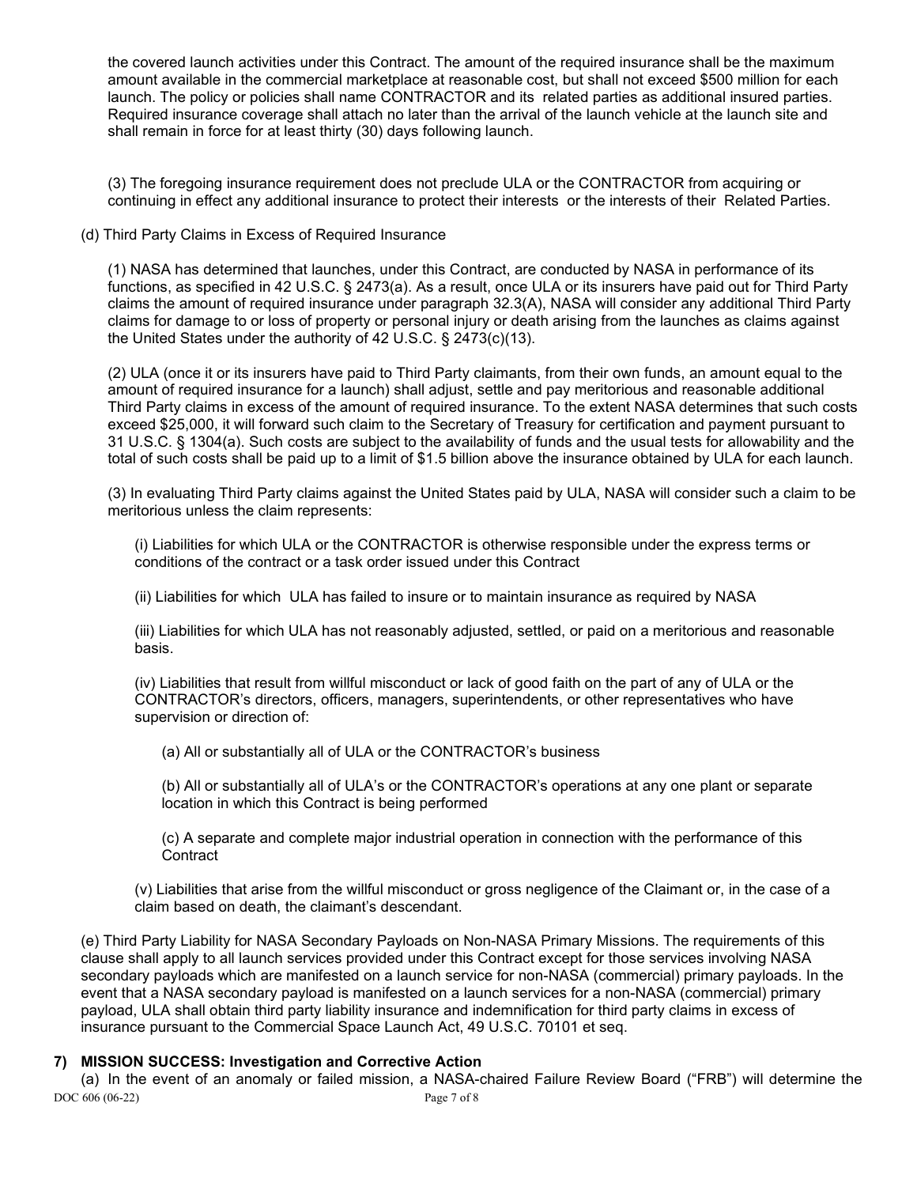the covered launch activities under this Contract. The amount of the required insurance shall be the maximum amount available in the commercial marketplace at reasonable cost, but shall not exceed $500 million for each launch. The policy or policies shall name CONTRACTOR and its related parties as additional insured parties. Required insurance coverage shall attach no later than the arrival of the launch vehicle at the launch site and shall remain in force for at least thirty (30) days following launch.

(3) The foregoing insurance requirement does not preclude ULA or the CONTRACTOR from acquiring or continuing in effect any additional insurance to protect their interests or the interests of their Related Parties.

(d) Third Party Claims in Excess of Required Insurance

(1) NASA has determined that launches, under this Contract, are conducted by NASA in performance of its functions, as specified in 42 U.S.C. § 2473(a). As a result, once ULA or its insurers have paid out for Third Party claims the amount of required insurance under paragraph 32.3(A), NASA will consider any additional Third Party claims for damage to or loss of property or personal injury or death arising from the launches as claims against the United States under the authority of 42 U.S.C. § 2473(c)(13).

(2) ULA (once it or its insurers have paid to Third Party claimants, from their own funds, an amount equal to the amount of required insurance for a launch) shall adjust, settle and pay meritorious and reasonable additional Third Party claims in excess of the amount of required insurance. To the extent NASA determines that such costs exceed $25,000, it will forward such claim to the Secretary of Treasury for certification and payment pursuant to 31 U.S.C. § 1304(a). Such costs are subject to the availability of funds and the usual tests for allowability and the total of such costs shall be paid up to a limit of $1.5 billion above the insurance obtained by ULA for each launch.

(3) In evaluating Third Party claims against the United States paid by ULA, NASA will consider such a claim to be meritorious unless the claim represents:

(i) Liabilities for which ULA or the CONTRACTOR is otherwise responsible under the express terms or conditions of the contract or a task order issued under this Contract

(ii) Liabilities for which ULA has failed to insure or to maintain insurance as required by NASA

(iii) Liabilities for which ULA has not reasonably adjusted, settled, or paid on a meritorious and reasonable basis.

(iv) Liabilities that result from willful misconduct or lack of good faith on the part of any of ULA or the CONTRACTOR's directors, officers, managers, superintendents, or other representatives who have supervision or direction of:

(a) All or substantially all of ULA or the CONTRACTOR's business

(b) All or substantially all of ULA's or the CONTRACTOR's operations at any one plant or separate location in which this Contract is being performed

(c) A separate and complete major industrial operation in connection with the performance of this Contract

(v) Liabilities that arise from the willful misconduct or gross negligence of the Claimant or, in the case of a claim based on death, the claimant's descendant.

(e) Third Party Liability for NASA Secondary Payloads on Non-NASA Primary Missions. The requirements of this clause shall apply to all launch services provided under this Contract except for those services involving NASA secondary payloads which are manifested on a launch service for non-NASA (commercial) primary payloads. In the event that a NASA secondary payload is manifested on a launch services for a non-NASA (commercial) primary payload, ULA shall obtain third party liability insurance and indemnification for third party claims in excess of insurance pursuant to the Commercial Space Launch Act, 49 U.S.C. 70101 et seq.

## 7) MISSION SUCCESS: Investigation and Corrective Action

(a) In the event of an anomaly or failed mission, a NASA-chaired Failure Review Board ("FRB") will determine the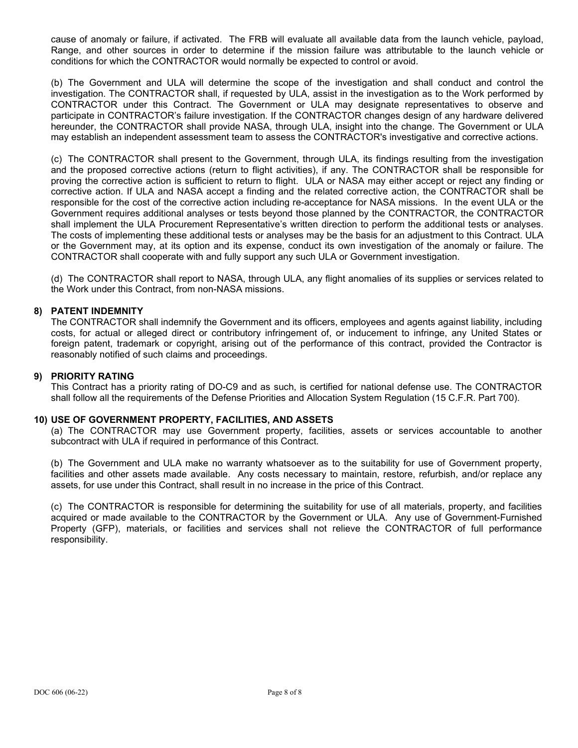cause of anomaly or failure, if activated. The FRB will evaluate all available data from the launch vehicle, payload, Range, and other sources in order to determine if the mission failure was attributable to the launch vehicle or conditions for which the CONTRACTOR would normally be expected to control or avoid.

(b) The Government and ULA will determine the scope of the investigation and shall conduct and control the investigation. The CONTRACTOR shall, if requested by ULA, assist in the investigation as to the Work performed by CONTRACTOR under this Contract. The Government or ULA may designate representatives to observe and participate in CONTRACTOR's failure investigation. If the CONTRACTOR changes design of any hardware delivered hereunder, the CONTRACTOR shall provide NASA, through ULA, insight into the change. The Government or ULA may establish an independent assessment team to assess the CONTRACTOR's investigative and corrective actions.

(c) The CONTRACTOR shall present to the Government, through ULA, its findings resulting from the investigation and the proposed corrective actions (return to flight activities), if any. The CONTRACTOR shall be responsible for proving the corrective action is sufficient to return to flight. ULA or NASA may either accept or reject any finding or corrective action. If ULA and NASA accept a finding and the related corrective action, the CONTRACTOR shall be responsible for the cost of the corrective action including re-acceptance for NASA missions. In the event ULA or the Government requires additional analyses or tests beyond those planned by the CONTRACTOR, the CONTRACTOR shall implement the ULA Procurement Representative's written direction to perform the additional tests or analyses. The costs of implementing these additional tests or analyses may be the basis for an adjustment to this Contract. ULA or the Government may, at its option and its expense, conduct its own investigation of the anomaly or failure. The CONTRACTOR shall cooperate with and fully support any such ULA or Government investigation.

(d) The CONTRACTOR shall report to NASA, through ULA, any flight anomalies of its supplies or services related to the Work under this Contract, from non-NASA missions.

### 8) PATENT INDEMNITY

The CONTRACTOR shall indemnify the Government and its officers, employees and agents against liability, including costs, for actual or alleged direct or contributory infringement of, or inducement to infringe, any United States or foreign patent, trademark or copyright, arising out of the performance of this contract, provided the Contractor is reasonably notified of such claims and proceedings.

### 9) PRIORITY RATING

This Contract has a priority rating of DO-C9 and as such, is certified for national defense use. The CONTRACTOR shall follow all the requirements of the Defense Priorities and Allocation System Regulation (15 C.F.R. Part 700).

### 10) USE OF GOVERNMENT PROPERTY, FACILITIES, AND ASSETS

(a) The CONTRACTOR may use Government property, facilities, assets or services accountable to another subcontract with ULA if required in performance of this Contract.

(b) The Government and ULA make no warranty whatsoever as to the suitability for use of Government property, facilities and other assets made available. Any costs necessary to maintain, restore, refurbish, and/or replace any assets, for use under this Contract, shall result in no increase in the price of this Contract.

(c) The CONTRACTOR is responsible for determining the suitability for use of all materials, property, and facilities acquired or made available to the CONTRACTOR by the Government or ULA. Any use of Government-Furnished Property (GFP), materials, or facilities and services shall not relieve the CONTRACTOR of full performance responsibility.